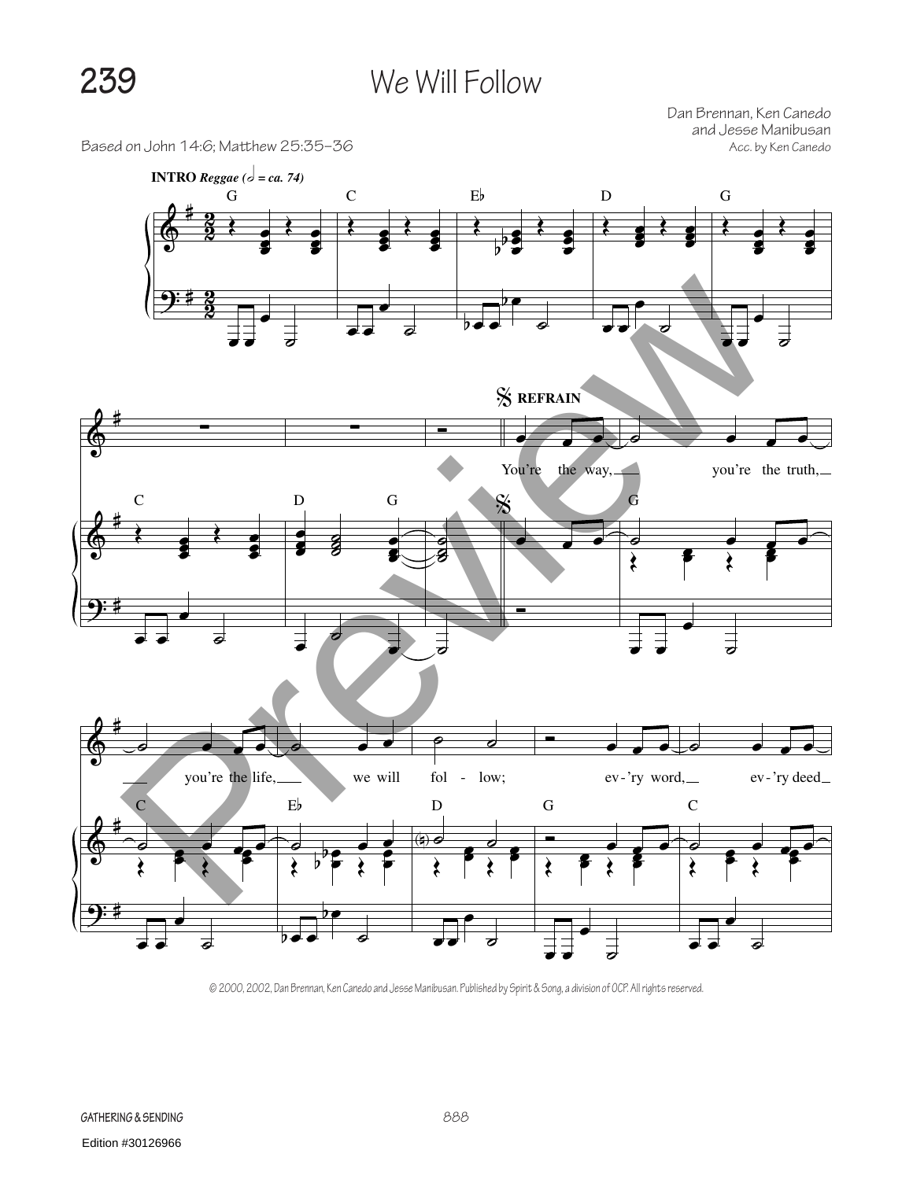# 239 We Will Follow

Dan Brennan, Ken Canedo and Jesse Manibusan

Based on John 14:6; Matthew 25:35–36

Acc. by Ken Canedo

INTRO *Reggae* (𝅗𝅥 = ca. 74)

G C E♭ D G

C D G

REFRAIN

You're the way, you're the truth, you're the life, we will fol - low; ev - 'ry word, ev - 'ry deed

G C E♭ D G C

© 2000, 2002, Dan Brennan, Ken Canedo and Jesse Manibusan. Published by Spirit & Song, a division of OCP. All rights reserved.

GATHERING & SENDING

Edition #30126966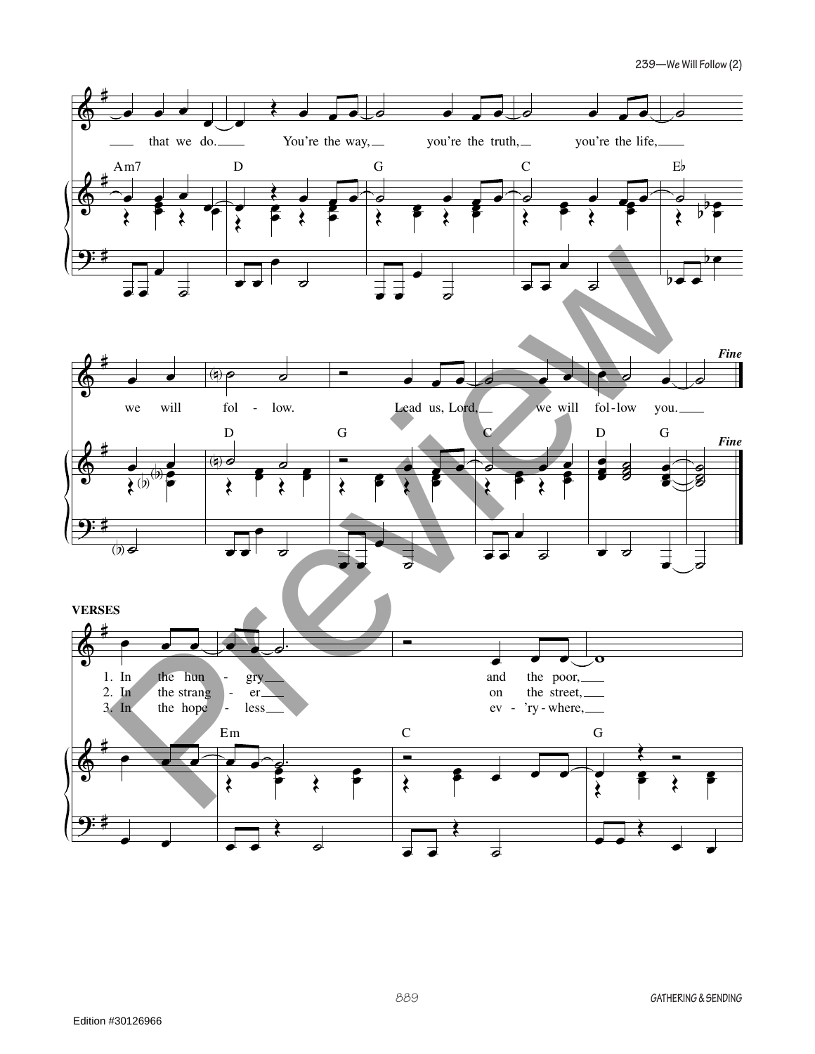that we do. You're the way, you're the truth, you're the life,

Am7 D G C E♭

we will fol - low. Lead us, Lord, we will fol-low you.

D G C D G

*Fine*

**VERSES**

1. In the hun - gry and the poor,
2. In the strang - er on the street,
3. In the hope - less ev - 'ry - where,

Em C G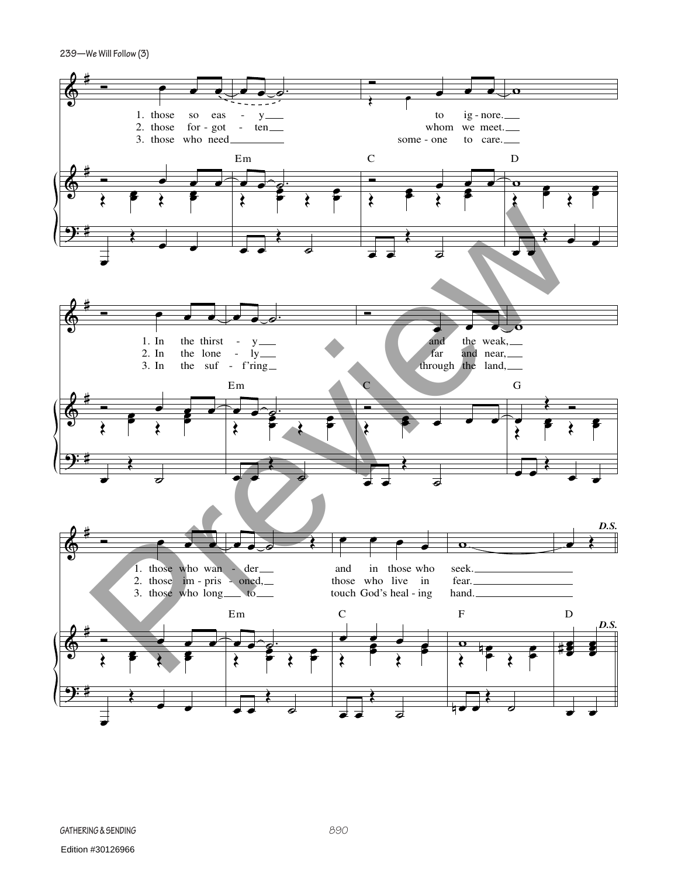1. those so eas - y to ig - nore.
2. those for - got - ten whom we meet.
3. those who need some - one to care.

Em C D

1. In the thirst - y and the weak,
2. In the lone - ly far and near,
3. In the suf - f'ring through the land,

Em C G

1. those who wan - der and in those who seek.
2. those im - pris - oned, those who live in fear.
3. those who long to touch God's heal - ing hand.

Em C F D

*D.S.*